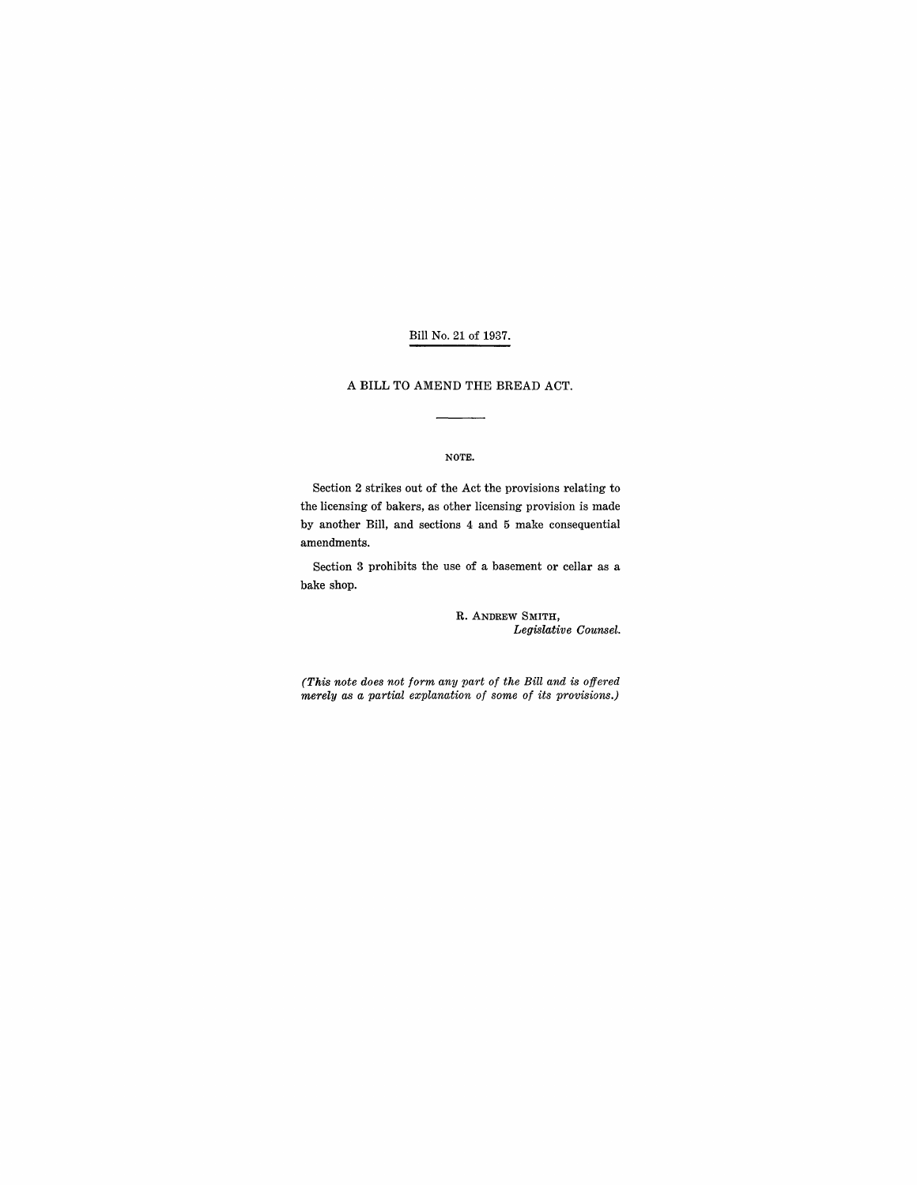Bill No. 21 of 1937.

# A BILL TO AMEND THE BREAD ACT.

---

NOTE.

Section 2 strikes out of the Act the provisions relating to the licensing of bakers, as other licensing provision is made by another Bill, and sections 4 and 5 make consequential amendments.

Section 3 prohibits the use of a basement or cellar as a bake shop.

R. ANDREW SMITH,
*Legislative Counsel.*

*(This note does not form any part of the Bill and is offered merely as a partial explanation of some of its provisions.)*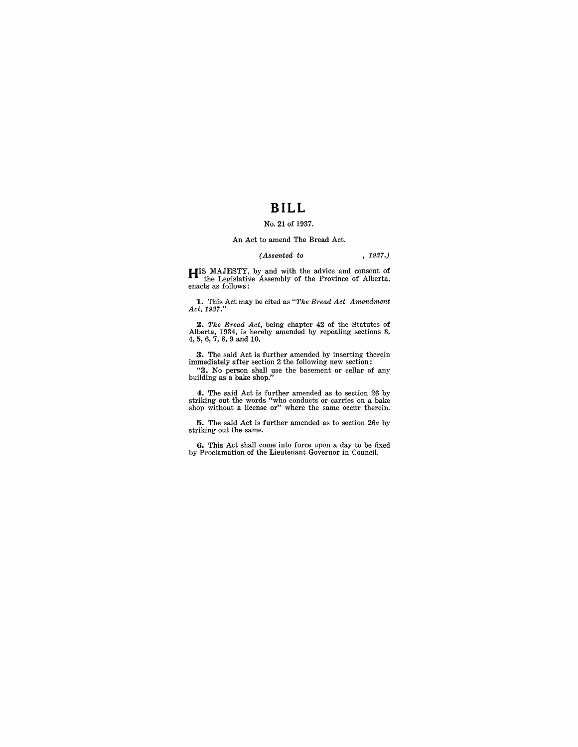# BILL

No. 21 of 1937.

An Act to amend The Bread Act.

*(Assented to , 1937.)*

HIS MAJESTY, by and with the advice and consent of the Legislative Assembly of the Province of Alberta, enacts as follows:

**1.** This Act may be cited as "*The Bread Act Amendment Act, 1937.*"

**2.** *The Bread Act*, being chapter 42 of the Statutes of Alberta, 1934, is hereby amended by repealing sections 3, 4, 5, 6, 7, 8, 9 and 10.

**3.** The said Act is further amended by inserting therein immediately after section 2 the following new section:

"**3.** No person shall use the basement or cellar of any building as a bake shop."

**4.** The said Act is further amended as to section 26 by striking out the words "who conducts or carries on a bake shop without a license or" where the same occur therein.

**5.** The said Act is further amended as to section 26*a* by striking out the same.

**6.** This Act shall come into force upon a day to be fixed by Proclamation of the Lieutenant Governor in Council.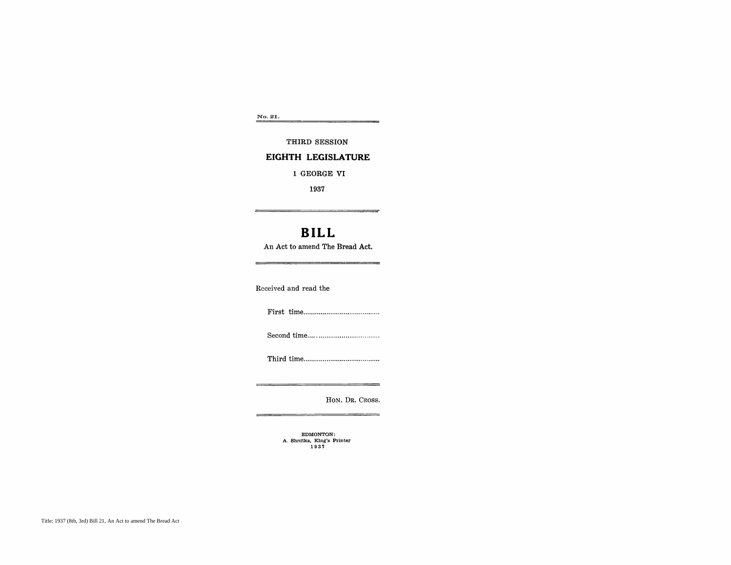No. 21.

THIRD SESSION

**EIGHTH LEGISLATURE**

1 GEORGE VI

1937

# BILL

An Act to amend The Bread Act.

Received and read the

First time......................................

Second time......................................

Third time......................................

HON. DR. CROSS.

EDMONTON:
A. Shnitka, King's Printer
1937

Title: 1937 (8th, 3rd) Bill 21, An Act to amend The Bread Act